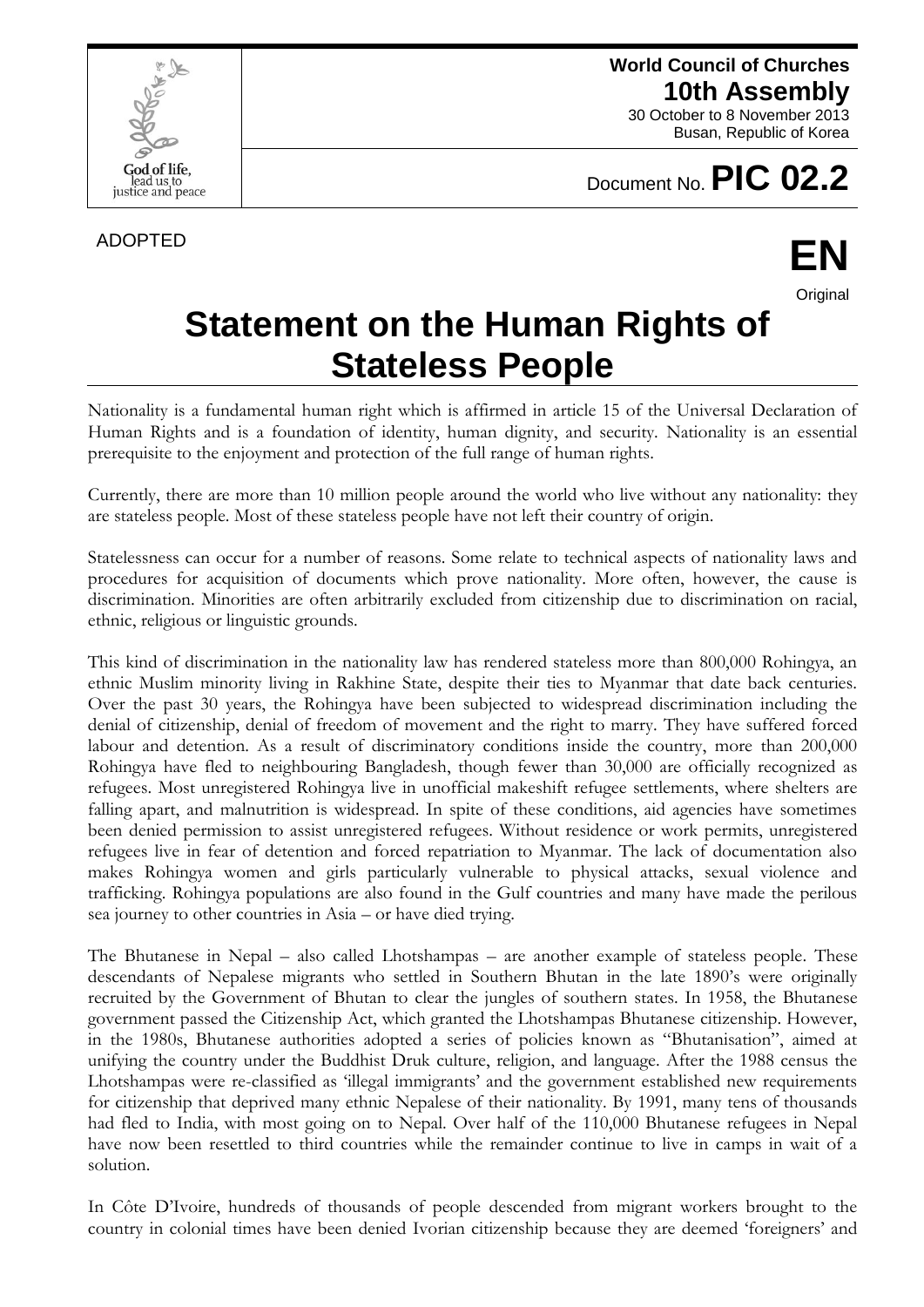World Council of Churches

**10th Assembly**

30 October to 8 November 2013

Busan, Republic of Korea

God of life, lead us to justice and peace

Document No. **PIC 02.2**

ADOPTED

**EN**

Original

# Statement on the Human Rights of Stateless People

Nationality is a fundamental human right which is affirmed in article 15 of the Universal Declaration of Human Rights and is a foundation of identity, human dignity, and security. Nationality is an essential prerequisite to the enjoyment and protection of the full range of human rights.

Currently, there are more than 10 million people around the world who live without any nationality: they are stateless people. Most of these stateless people have not left their country of origin.

Statelessness can occur for a number of reasons. Some relate to technical aspects of nationality laws and procedures for acquisition of documents which prove nationality. More often, however, the cause is discrimination. Minorities are often arbitrarily excluded from citizenship due to discrimination on racial, ethnic, religious or linguistic grounds.

This kind of discrimination in the nationality law has rendered stateless more than 800,000 Rohingya, an ethnic Muslim minority living in Rakhine State, despite their ties to Myanmar that date back centuries. Over the past 30 years, the Rohingya have been subjected to widespread discrimination including the denial of citizenship, denial of freedom of movement and the right to marry. They have suffered forced labour and detention. As a result of discriminatory conditions inside the country, more than 200,000 Rohingya have fled to neighbouring Bangladesh, though fewer than 30,000 are officially recognized as refugees. Most unregistered Rohingya live in unofficial makeshift refugee settlements, where shelters are falling apart, and malnutrition is widespread. In spite of these conditions, aid agencies have sometimes been denied permission to assist unregistered refugees. Without residence or work permits, unregistered refugees live in fear of detention and forced repatriation to Myanmar. The lack of documentation also makes Rohingya women and girls particularly vulnerable to physical attacks, sexual violence and trafficking. Rohingya populations are also found in the Gulf countries and many have made the perilous sea journey to other countries in Asia – or have died trying.

The Bhutanese in Nepal – also called Lhotshampas – are another example of stateless people. These descendants of Nepalese migrants who settled in Southern Bhutan in the late 1890's were originally recruited by the Government of Bhutan to clear the jungles of southern states. In 1958, the Bhutanese government passed the Citizenship Act, which granted the Lhotshampas Bhutanese citizenship. However, in the 1980s, Bhutanese authorities adopted a series of policies known as "Bhutanisation", aimed at unifying the country under the Buddhist Druk culture, religion, and language. After the 1988 census the Lhotshampas were re-classified as 'illegal immigrants' and the government established new requirements for citizenship that deprived many ethnic Nepalese of their nationality. By 1991, many tens of thousands had fled to India, with most going on to Nepal. Over half of the 110,000 Bhutanese refugees in Nepal have now been resettled to third countries while the remainder continue to live in camps in wait of a solution.

In Côte D'Ivoire, hundreds of thousands of people descended from migrant workers brought to the country in colonial times have been denied Ivorian citizenship because they are deemed 'foreigners' and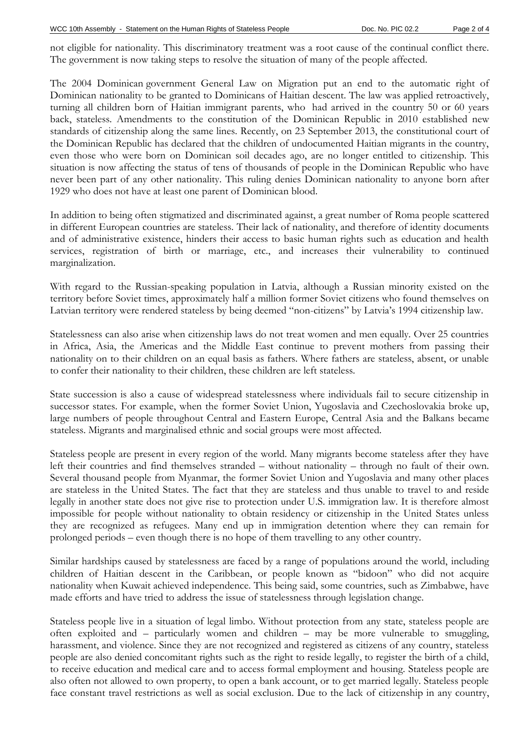not eligible for nationality. This discriminatory treatment was a root cause of the continual conflict there. The government is now taking steps to resolve the situation of many of the people affected.

The 2004 Dominican government General Law on Migration put an end to the automatic right of Dominican nationality to be granted to Dominicans of Haitian descent. The law was applied retroactively, turning all children born of Haitian immigrant parents, who had arrived in the country 50 or 60 years back, stateless. Amendments to the constitution of the Dominican Republic in 2010 established new standards of citizenship along the same lines. Recently, on 23 September 2013, the constitutional court of the Dominican Republic has declared that the children of undocumented Haitian migrants in the country, even those who were born on Dominican soil decades ago, are no longer entitled to citizenship. This situation is now affecting the status of tens of thousands of people in the Dominican Republic who have never been part of any other nationality. This ruling denies Dominican nationality to anyone born after 1929 who does not have at least one parent of Dominican blood.

In addition to being often stigmatized and discriminated against, a great number of Roma people scattered in different European countries are stateless. Their lack of nationality, and therefore of identity documents and of administrative existence, hinders their access to basic human rights such as education and health services, registration of birth or marriage, etc., and increases their vulnerability to continued marginalization.

With regard to the Russian-speaking population in Latvia, although a Russian minority existed on the territory before Soviet times, approximately half a million former Soviet citizens who found themselves on Latvian territory were rendered stateless by being deemed "non-citizens" by Latvia's 1994 citizenship law.

Statelessness can also arise when citizenship laws do not treat women and men equally. Over 25 countries in Africa, Asia, the Americas and the Middle East continue to prevent mothers from passing their nationality on to their children on an equal basis as fathers. Where fathers are stateless, absent, or unable to confer their nationality to their children, these children are left stateless.

State succession is also a cause of widespread statelessness where individuals fail to secure citizenship in successor states. For example, when the former Soviet Union, Yugoslavia and Czechoslovakia broke up, large numbers of people throughout Central and Eastern Europe, Central Asia and the Balkans became stateless. Migrants and marginalised ethnic and social groups were most affected.

Stateless people are present in every region of the world. Many migrants become stateless after they have left their countries and find themselves stranded – without nationality – through no fault of their own. Several thousand people from Myanmar, the former Soviet Union and Yugoslavia and many other places are stateless in the United States. The fact that they are stateless and thus unable to travel to and reside legally in another state does not give rise to protection under U.S. immigration law. It is therefore almost impossible for people without nationality to obtain residency or citizenship in the United States unless they are recognized as refugees. Many end up in immigration detention where they can remain for prolonged periods – even though there is no hope of them travelling to any other country.

Similar hardships caused by statelessness are faced by a range of populations around the world, including children of Haitian descent in the Caribbean, or people known as "bidoon" who did not acquire nationality when Kuwait achieved independence. This being said, some countries, such as Zimbabwe, have made efforts and have tried to address the issue of statelessness through legislation change.

Stateless people live in a situation of legal limbo. Without protection from any state, stateless people are often exploited and – particularly women and children – may be more vulnerable to smuggling, harassment, and violence. Since they are not recognized and registered as citizens of any country, stateless people are also denied concomitant rights such as the right to reside legally, to register the birth of a child, to receive education and medical care and to access formal employment and housing. Stateless people are also often not allowed to own property, to open a bank account, or to get married legally. Stateless people face constant travel restrictions as well as social exclusion. Due to the lack of citizenship in any country,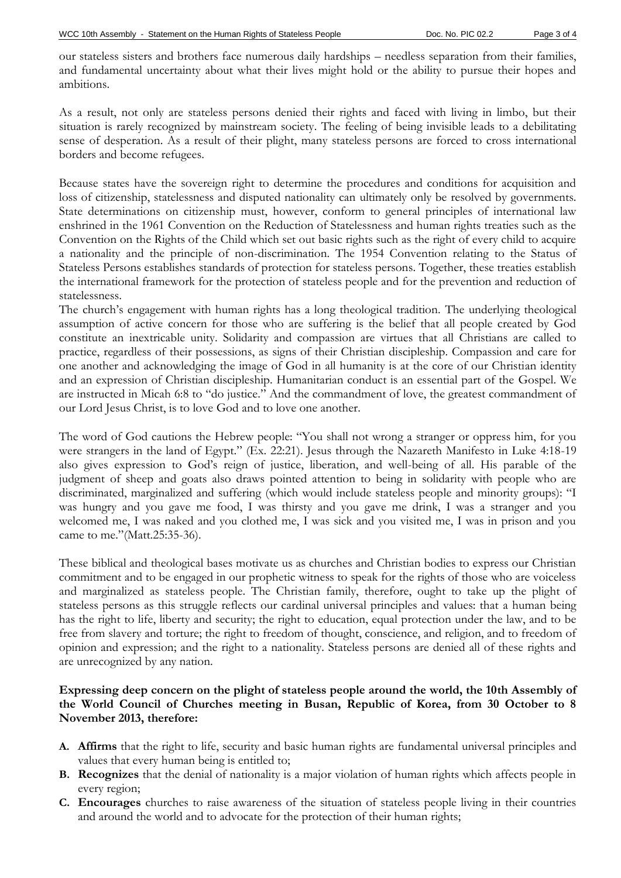our stateless sisters and brothers face numerous daily hardships – needless separation from their families, and fundamental uncertainty about what their lives might hold or the ability to pursue their hopes and ambitions.

As a result, not only are stateless persons denied their rights and faced with living in limbo, but their situation is rarely recognized by mainstream society. The feeling of being invisible leads to a debilitating sense of desperation. As a result of their plight, many stateless persons are forced to cross international borders and become refugees.

Because states have the sovereign right to determine the procedures and conditions for acquisition and loss of citizenship, statelessness and disputed nationality can ultimately only be resolved by governments. State determinations on citizenship must, however, conform to general principles of international law enshrined in the 1961 Convention on the Reduction of Statelessness and human rights treaties such as the Convention on the Rights of the Child which set out basic rights such as the right of every child to acquire a nationality and the principle of non-discrimination. The 1954 Convention relating to the Status of Stateless Persons establishes standards of protection for stateless persons. Together, these treaties establish the international framework for the protection of stateless people and for the prevention and reduction of statelessness.

The church's engagement with human rights has a long theological tradition. The underlying theological assumption of active concern for those who are suffering is the belief that all people created by God constitute an inextricable unity. Solidarity and compassion are virtues that all Christians are called to practice, regardless of their possessions, as signs of their Christian discipleship. Compassion and care for one another and acknowledging the image of God in all humanity is at the core of our Christian identity and an expression of Christian discipleship. Humanitarian conduct is an essential part of the Gospel. We are instructed in Micah 6:8 to "do justice." And the commandment of love, the greatest commandment of our Lord Jesus Christ, is to love God and to love one another.

The word of God cautions the Hebrew people: "You shall not wrong a stranger or oppress him, for you were strangers in the land of Egypt." (Ex. 22:21). Jesus through the Nazareth Manifesto in Luke 4:18-19 also gives expression to God's reign of justice, liberation, and well-being of all. His parable of the judgment of sheep and goats also draws pointed attention to being in solidarity with people who are discriminated, marginalized and suffering (which would include stateless people and minority groups): "I was hungry and you gave me food, I was thirsty and you gave me drink, I was a stranger and you welcomed me, I was naked and you clothed me, I was sick and you visited me, I was in prison and you came to me."(Matt.25:35-36).

These biblical and theological bases motivate us as churches and Christian bodies to express our Christian commitment and to be engaged in our prophetic witness to speak for the rights of those who are voiceless and marginalized as stateless people. The Christian family, therefore, ought to take up the plight of stateless persons as this struggle reflects our cardinal universal principles and values: that a human being has the right to life, liberty and security; the right to education, equal protection under the law, and to be free from slavery and torture; the right to freedom of thought, conscience, and religion, and to freedom of opinion and expression; and the right to a nationality. Stateless persons are denied all of these rights and are unrecognized by any nation.

**Expressing deep concern on the plight of stateless people around the world, the 10th Assembly of the World Council of Churches meeting in Busan, Republic of Korea, from 30 October to 8 November 2013, therefore:**

- **A. Affirms** that the right to life, security and basic human rights are fundamental universal principles and values that every human being is entitled to;
- **B. Recognizes** that the denial of nationality is a major violation of human rights which affects people in every region;
- **C. Encourages** churches to raise awareness of the situation of stateless people living in their countries and around the world and to advocate for the protection of their human rights;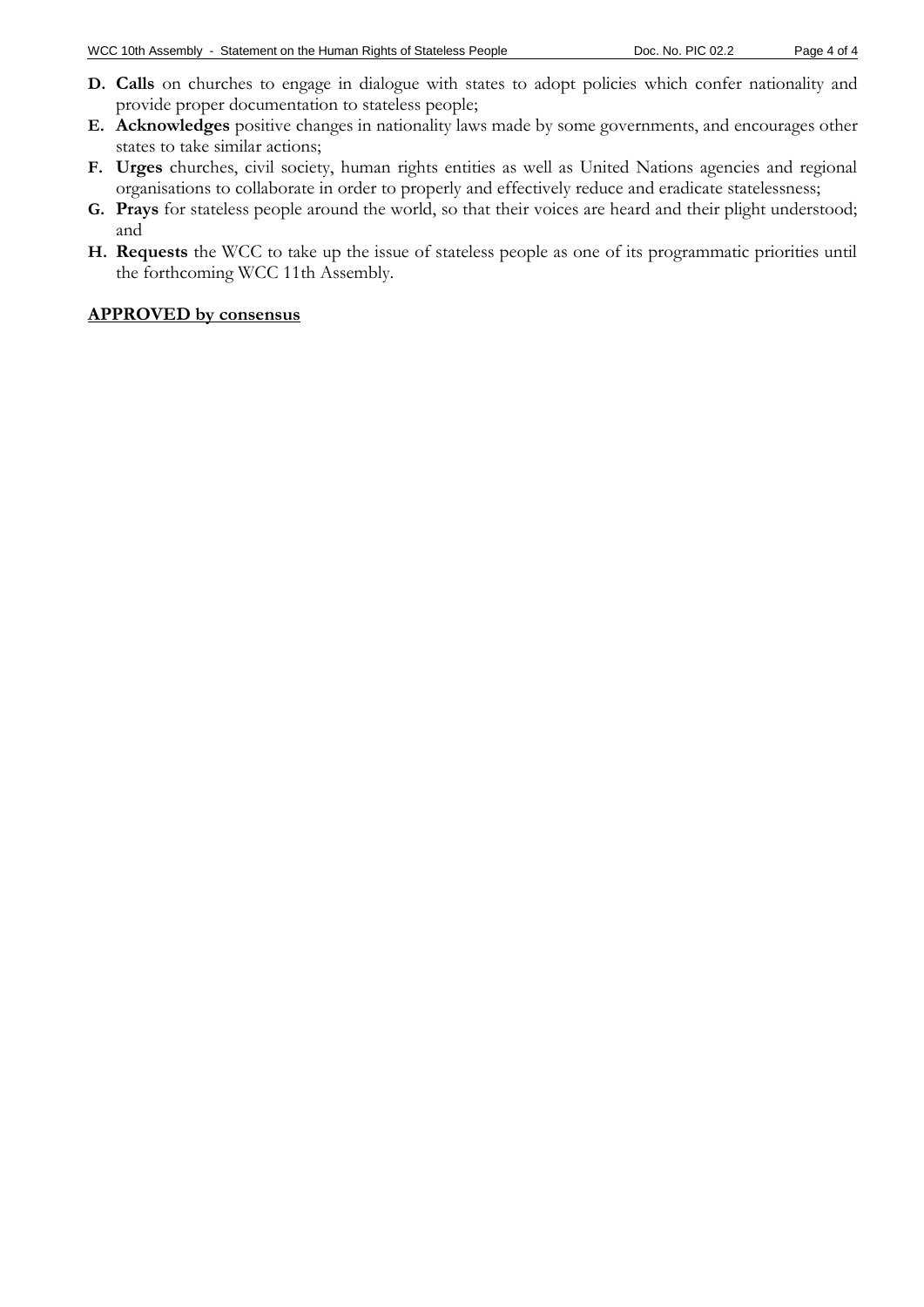- **D. Calls** on churches to engage in dialogue with states to adopt policies which confer nationality and provide proper documentation to stateless people;
- **E. Acknowledges** positive changes in nationality laws made by some governments, and encourages other states to take similar actions;
- **F. Urges** churches, civil society, human rights entities as well as United Nations agencies and regional organisations to collaborate in order to properly and effectively reduce and eradicate statelessness;
- **G. Prays** for stateless people around the world, so that their voices are heard and their plight understood; and
- **H. Requests** the WCC to take up the issue of stateless people as one of its programmatic priorities until the forthcoming WCC 11th Assembly.

<u>**APPROVED by consensus**</u>